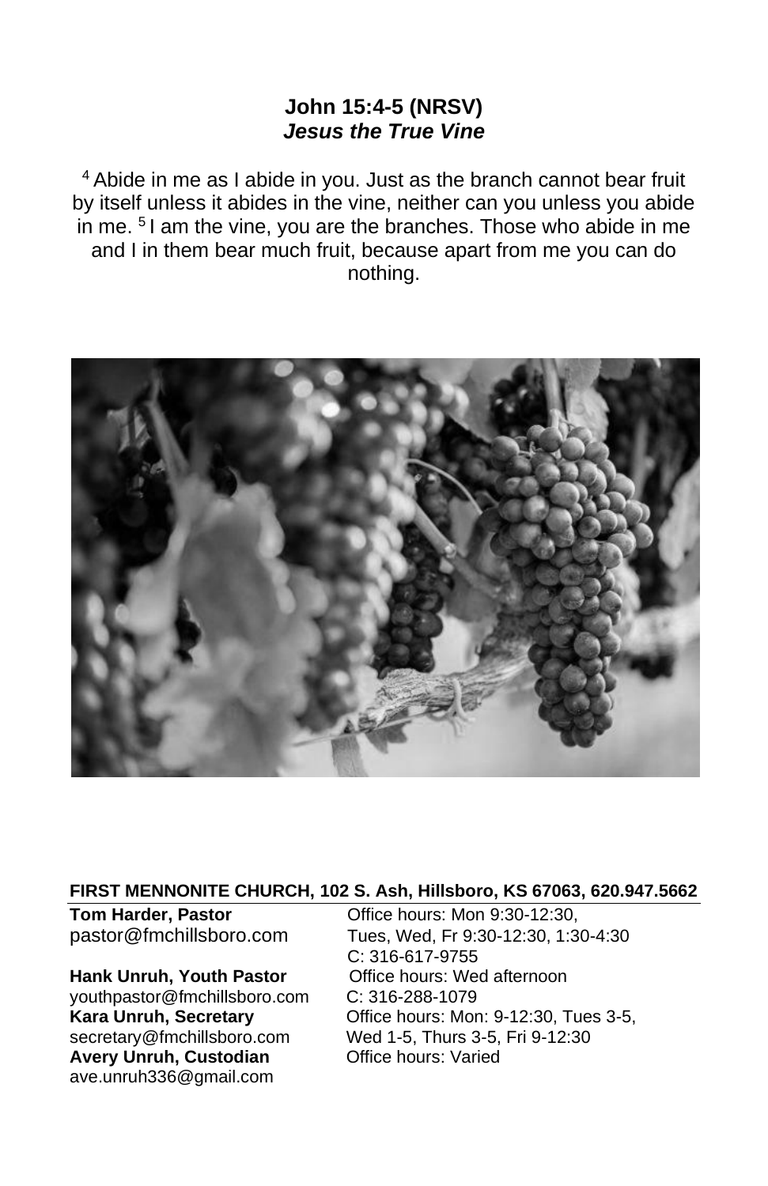## John 15:4-5 (NRSV)
### *Jesus the True Vine*

[4] Abide in me as I abide in you. Just as the branch cannot bear fruit by itself unless it abides in the vine, neither can you unless you abide in me. [5] I am the vine, you are the branches. Those who abide in me and I in them bear much fruit, because apart from me you can do nothing.

**FIRST MENNONITE CHURCH, 102 S. Ash, Hillsboro, KS 67063, 620.947.5662**

**Tom Harder, Pastor**
pastor@fmchillsboro.com
Office hours: Mon 9:30-12:30, Tues, Wed, Fr 9:30-12:30, 1:30-4:30
C: 316-617-9755

**Hank Unruh, Youth Pastor**
youthpastor@fmchillsboro.com
Office hours: Wed afternoon
C: 316-288-1079

**Kara Unruh, Secretary**
secretary@fmchillsboro.com
Office hours: Mon: 9-12:30, Tues 3-5, Wed 1-5, Thurs 3-5, Fri 9-12:30

**Avery Unruh, Custodian**
ave.unruh336@gmail.com
Office hours: Varied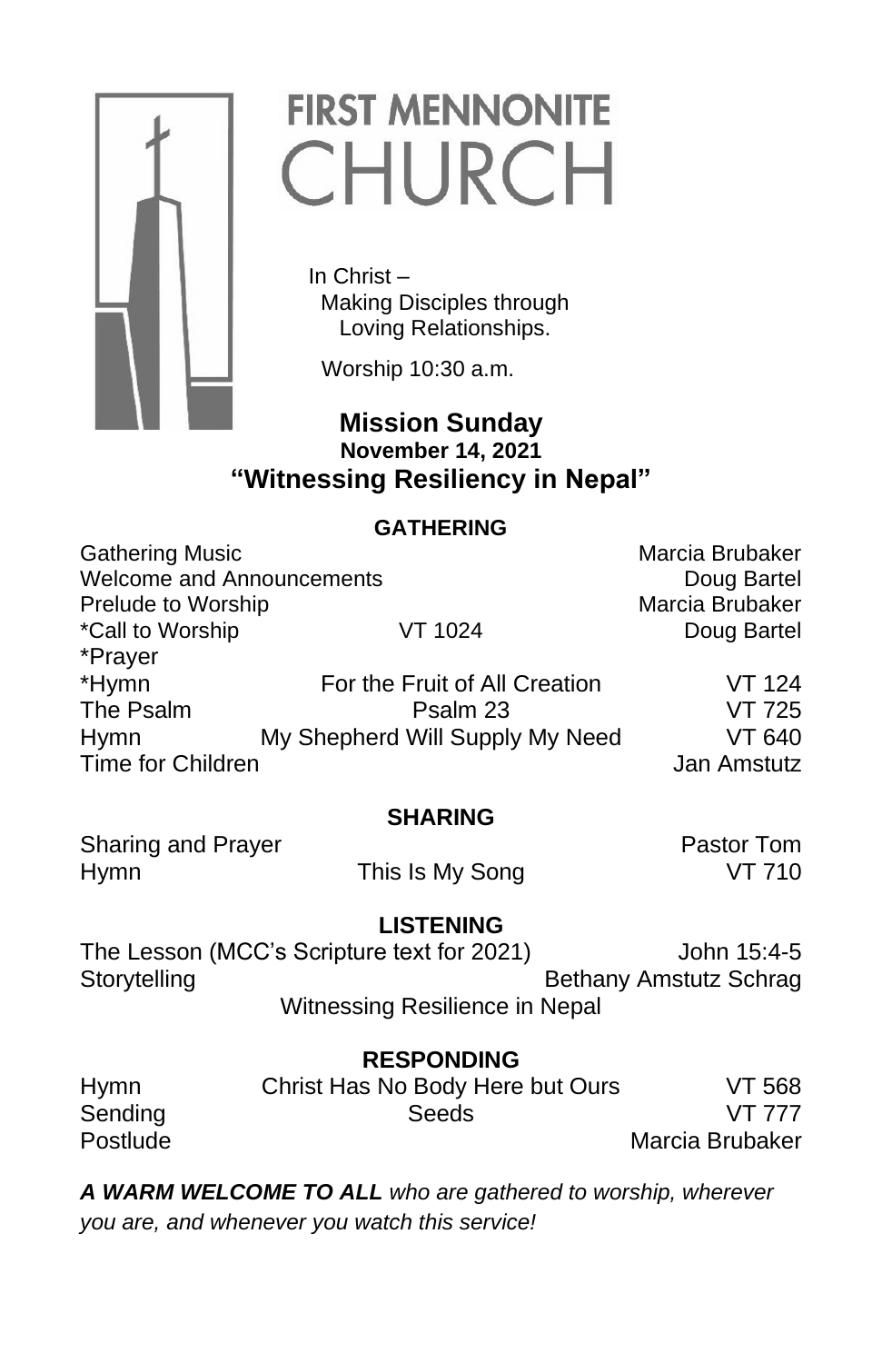# FIRST MENNONITE CHURCH

In Christ –
Making Disciples through
Loving Relationships.

Worship 10:30 a.m.

## Mission Sunday
### November 14, 2021
## "Witnessing Resiliency in Nepal"

### GATHERING

| | | |
|---|---|---|
| Gathering Music | | Marcia Brubaker |
| Welcome and Announcements | | Doug Bartel |
| Prelude to Worship | | Marcia Brubaker |
| *Call to Worship | VT 1024 | Doug Bartel |
| *Prayer | | |
| *Hymn | For the Fruit of All Creation | VT 124 |
| The Psalm | Psalm 23 | VT 725 |
| Hymn | My Shepherd Will Supply My Need | VT 640 |
| Time for Children | | Jan Amstutz |

### SHARING

| | | |
|---|---|---|
| Sharing and Prayer | | Pastor Tom |
| Hymn | This Is My Song | VT 710 |

### LISTENING

| | |
|---|---|
| The Lesson (MCC's Scripture text for 2021) | John 15:4-5 |
| Storytelling | Bethany Amstutz Schrag |

Witnessing Resilience in Nepal

### RESPONDING

| | | |
|---|---|---|
| Hymn | Christ Has No Body Here but Ours | VT 568 |
| Sending | Seeds | VT 777 |
| Postlude | | Marcia Brubaker |

***A WARM WELCOME TO ALL*** *who are gathered to worship, wherever you are, and whenever you watch this service!*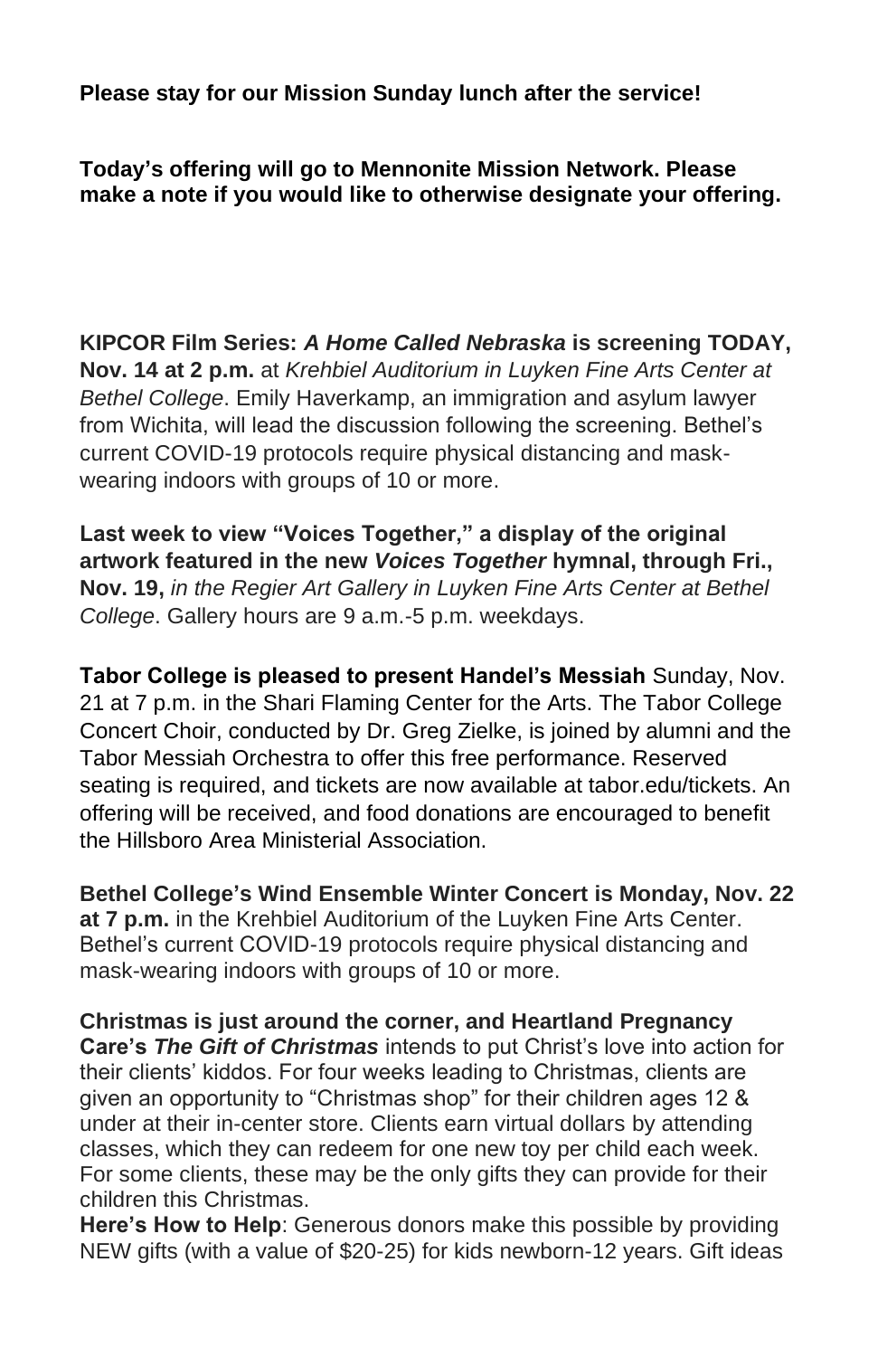**Please stay for our Mission Sunday lunch after the service!**

**Today's offering will go to Mennonite Mission Network. Please make a note if you would like to otherwise designate your offering.**

**KIPCOR Film Series: *A Home Called Nebraska* is screening TODAY, Nov. 14 at 2 p.m.** at *Krehbiel Auditorium in Luyken Fine Arts Center at Bethel College*. Emily Haverkamp, an immigration and asylum lawyer from Wichita, will lead the discussion following the screening. Bethel's current COVID-19 protocols require physical distancing and mask-wearing indoors with groups of 10 or more.

**Last week to view "Voices Together," a display of the original artwork featured in the new *Voices Together* hymnal, through Fri., Nov. 19,** *in the Regier Art Gallery in Luyken Fine Arts Center at Bethel College*. Gallery hours are 9 a.m.-5 p.m. weekdays.

**Tabor College is pleased to present Handel's Messiah** Sunday, Nov. 21 at 7 p.m. in the Shari Flaming Center for the Arts. The Tabor College Concert Choir, conducted by Dr. Greg Zielke, is joined by alumni and the Tabor Messiah Orchestra to offer this free performance. Reserved seating is required, and tickets are now available at tabor.edu/tickets. An offering will be received, and food donations are encouraged to benefit the Hillsboro Area Ministerial Association.

**Bethel College's Wind Ensemble Winter Concert is Monday, Nov. 22 at 7 p.m.** in the Krehbiel Auditorium of the Luyken Fine Arts Center. Bethel's current COVID-19 protocols require physical distancing and mask-wearing indoors with groups of 10 or more.

**Christmas is just around the corner, and Heartland Pregnancy Care's *The Gift of Christmas*** intends to put Christ's love into action for their clients' kiddos. For four weeks leading to Christmas, clients are given an opportunity to "Christmas shop" for their children ages 12 & under at their in-center store. Clients earn virtual dollars by attending classes, which they can redeem for one new toy per child each week. For some clients, these may be the only gifts they can provide for their children this Christmas.

**Here's How to Help**: Generous donors make this possible by providing NEW gifts (with a value of $20-25) for kids newborn-12 years. Gift ideas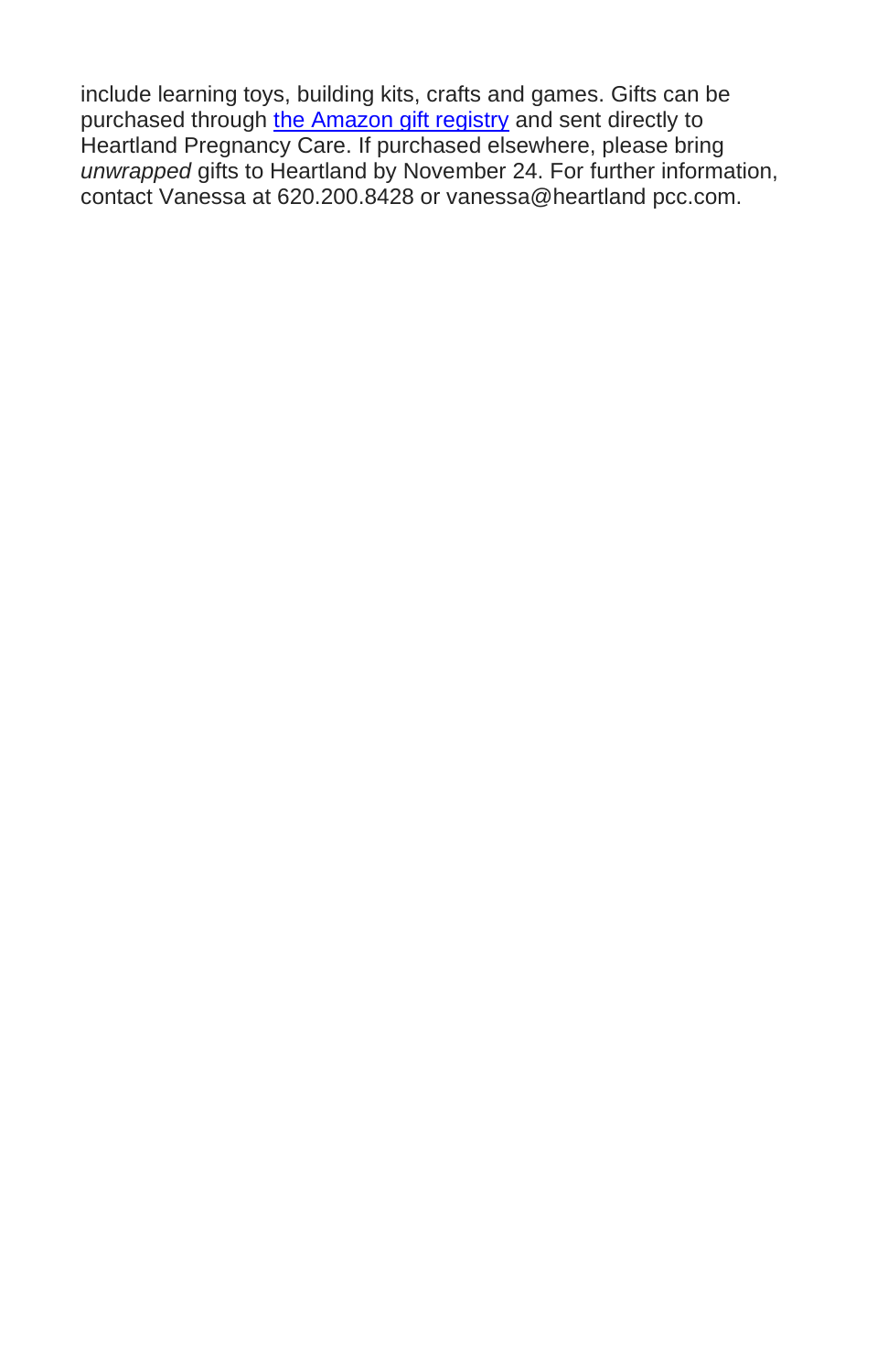include learning toys, building kits, crafts and games. Gifts can be purchased through the Amazon gift registry and sent directly to Heartland Pregnancy Care. If purchased elsewhere, please bring *unwrapped* gifts to Heartland by November 24. For further information, contact Vanessa at 620.200.8428 or vanessa@heartland pcc.com.